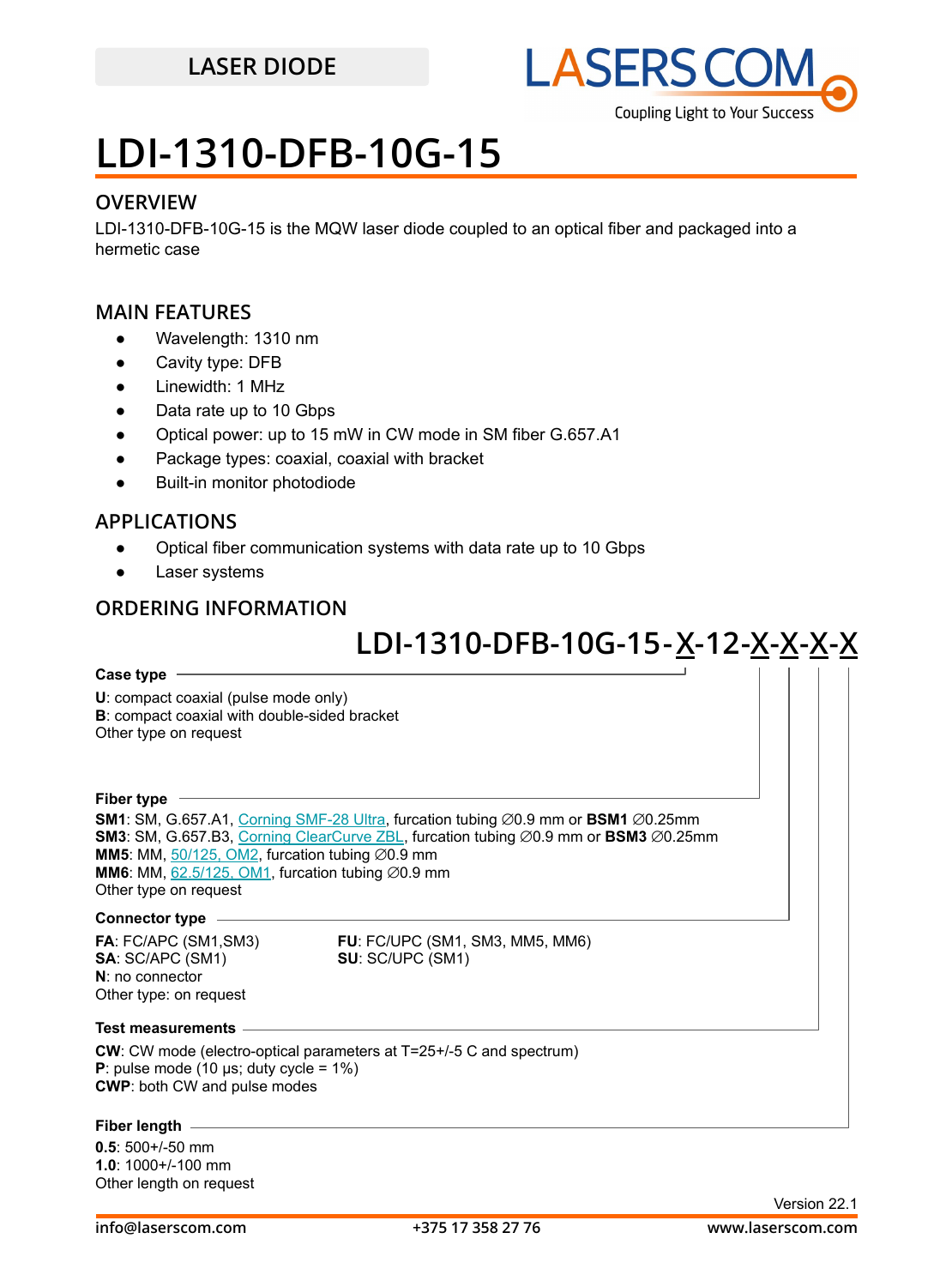LASER DIODE

# LDI-1310-DFB-10G-15

## OVERVIEW

LDI-1310-DFB-10G-15 is the MQW laser diode coupled to an optical fiber and packaged into a hermetic case

## MAIN FEATURES

- Wavelength: 1310 nm
- Cavity type: DFB
- Linewidth: 1 MHz
- Data rate up to 10 Gbps
- Optical power: up to 15 mW in CW mode in SM fiber G.657.A1
- Package types: coaxial, coaxial with bracket
- Built-in monitor photodiode

## APPLICATIONS

- Optical fiber communication systems with data rate up to 10 Gbps
- Laser systems

## ORDERING INFORMATION

**LDI-1310-DFB-10G-15-X-12-X-X-X-X**

**Case type**

**U**: compact coaxial (pulse mode only)
**B**: compact coaxial with double-sided bracket
Other type on request

**Fiber type**

**SM1**: SM, G.657.A1, Corning SMF-28 Ultra, furcation tubing ∅0.9 mm or **BSM1** ∅0.25mm
**SM3**: SM, G.657.B3, Corning ClearCurve ZBL, furcation tubing ∅0.9 mm or **BSM3** ∅0.25mm
**MM5**: MM, 50/125, OM2, furcation tubing ∅0.9 mm
**MM6**: MM, 62.5/125, OM1, furcation tubing ∅0.9 mm
Other type on request

**Connector type**

**FA**: FC/APC (SM1,SM3)
**SA**: SC/APC (SM1)
**N**: no connector
Other type: on request
**FU**: FC/UPC (SM1, SM3, MM5, MM6)
**SU**: SC/UPC (SM1)

**Test measurements**

**CW**: CW mode (electro-optical parameters at T=25+/-5 C and spectrum)
**P**: pulse mode (10 μs; duty cycle = 1%)
**CWP**: both CW and pulse modes

**Fiber length**

**0.5**: 500+/-50 mm
**1.0**: 1000+/-100 mm
Other length on request

Version 22.1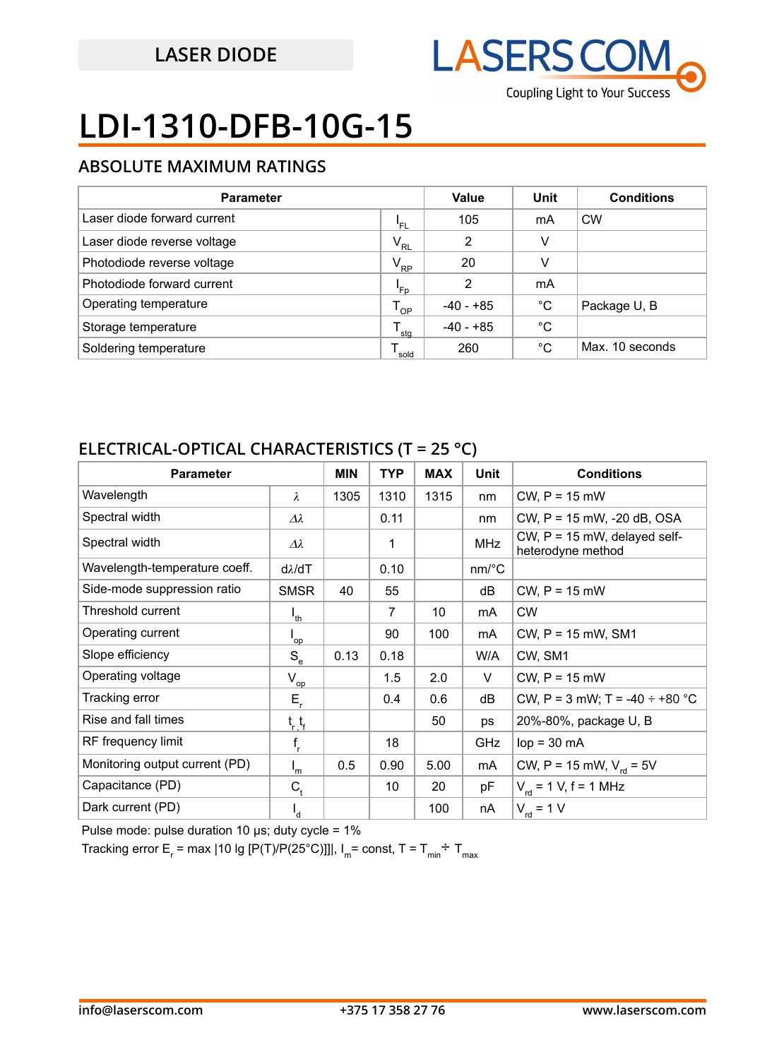LASER DIODE

# LDI-1310-DFB-10G-15

## ABSOLUTE MAXIMUM RATINGS

| Parameter | | Value | Unit | Conditions |
|---|---|---|---|---|
| Laser diode forward current | $I_{FL}$ | 105 | mA | CW |
| Laser diode reverse voltage | $V_{RL}$ | 2 | V | |
| Photodiode reverse voltage | $V_{RP}$ | 20 | V | |
| Photodiode forward current | $I_{Fp}$ | 2 | mA | |
| Operating temperature | $T_{OP}$ | -40 - +85 | °C | Package U, B |
| Storage temperature | $T_{stg}$ | -40 - +85 | °C | |
| Soldering temperature | $T_{sold}$ | 260 | °C | Max. 10 seconds |

## ELECTRICAL-OPTICAL CHARACTERISTICS (T = 25 °C)

| Parameter | | MIN | TYP | MAX | Unit | Conditions |
|---|---|---|---|---|---|---|
| Wavelength | $\lambda$ | 1305 | 1310 | 1315 | nm | CW, P = 15 mW |
| Spectral width | $\Delta\lambda$ | | 0.11 | | nm | CW, P = 15 mW, -20 dB, OSA |
| Spectral width | $\Delta\lambda$ | | 1 | | MHz | CW, P = 15 mW, delayed self-heterodyne method |
| Wavelength-temperature coeff. | $d\lambda/dT$ | | 0.10 | | nm/°C | |
| Side-mode suppression ratio | SMSR | 40 | 55 | | dB | CW, P = 15 mW |
| Threshold current | $I_{th}$ | | 7 | 10 | mA | CW |
| Operating current | $I_{op}$ | | 90 | 100 | mA | CW, P = 15 mW, SM1 |
| Slope efficiency | $S_e$ | 0.13 | 0.18 | | W/A | CW, SM1 |
| Operating voltage | $V_{op}$ | | 1.5 | 2.0 | V | CW, P = 15 mW |
| Tracking error | $E_r$ | | 0.4 | 0.6 | dB | CW, P = 3 mW; T = -40 ÷ +80 °C |
| Rise and fall times | $t_r, t_f$ | | | 50 | ps | 20%-80%, package U, B |
| RF frequency limit | $f_r$ | | 18 | | GHz | Iop = 30 mA |
| Monitoring output current (PD) | $I_m$ | 0.5 | 0.90 | 5.00 | mA | CW, P = 15 mW, $V_{rd}$ = 5V |
| Capacitance (PD) | $C_t$ | | 10 | 20 | pF | $V_{rd}$ = 1 V, f = 1 MHz |
| Dark current (PD) | $I_d$ | | | 100 | nA | $V_{rd}$ = 1 V |

Pulse mode: pulse duration 10 µs; duty cycle = 1%

Tracking error $E_r = \max |10 \lg [P(T)/P(25°C)]|$, $I_m$ = const, $T = T_{min} \div T_{max}$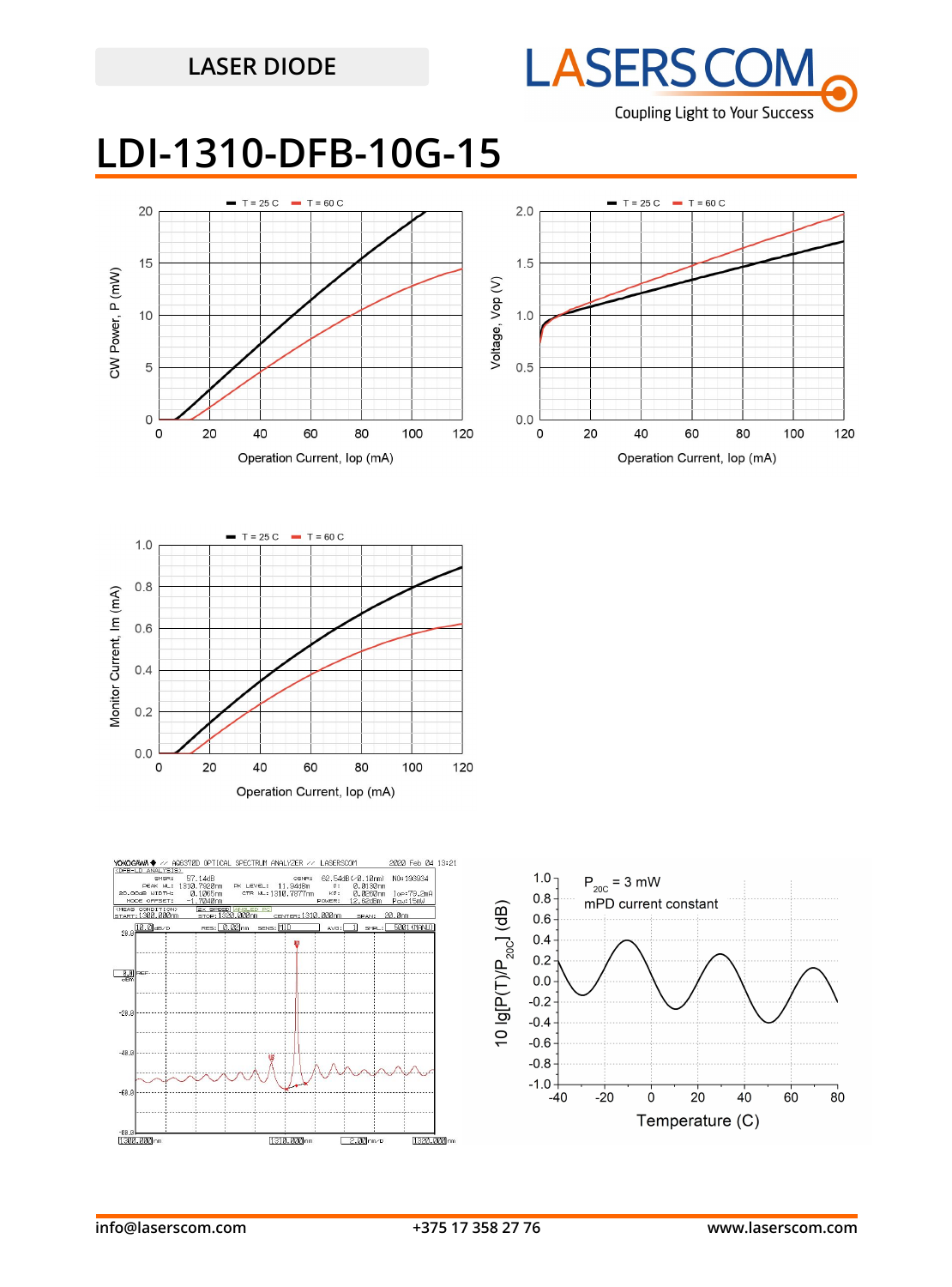LASER DIODE

# LDI-1310-DFB-10G-15

T = 25 C   T = 60 C

CW Power, P (mW)

Operation Current, Iop (mA)

T = 25 C   T = 60 C

Voltage, Vop (V)

Operation Current, Iop (mA)

T = 25 C   T = 60 C

Monitor Current, Im (mA)

Operation Current, Iop (mA)

$P_{20C}$ = 3 mW
mPD current constant

$10\ lg[P(T)/P_{20C}]$ (dB)

Temperature (C)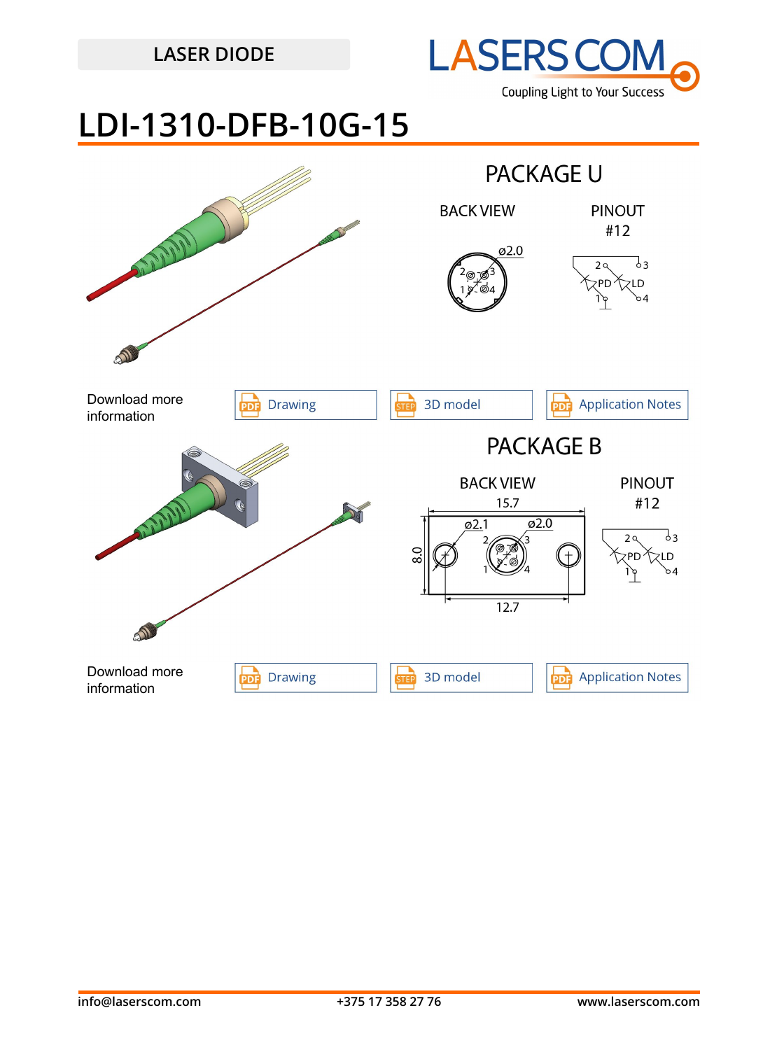LASER DIODE

# LDI-1310-DFB-10G-15

## PACKAGE U

BACK VIEW

PINOUT
#12

Download more information

Drawing | 3D model | Application Notes

## PACKAGE B

BACK VIEW

PINOUT
#12

Download more information

Drawing | 3D model | Application Notes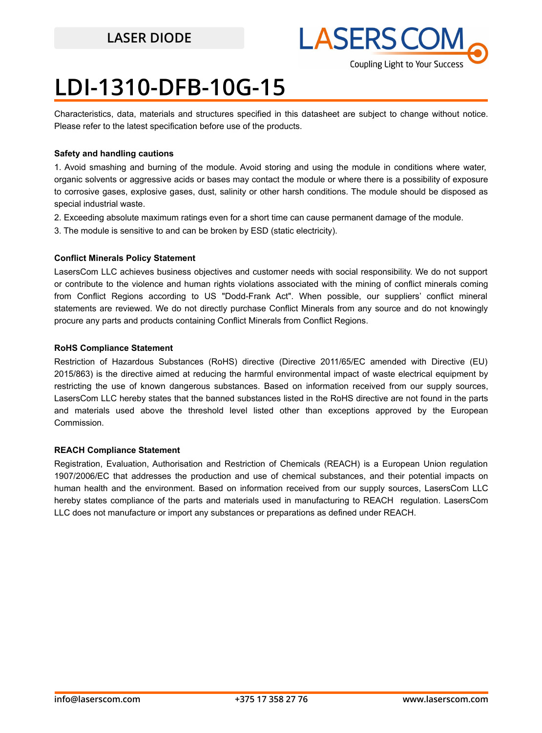# LDI-1310-DFB-10G-15

Characteristics, data, materials and structures specified in this datasheet are subject to change without notice. Please refer to the latest specification before use of the products.

**Safety and handling cautions**

1. Avoid smashing and burning of the module. Avoid storing and using the module in conditions where water, organic solvents or aggressive acids or bases may contact the module or where there is a possibility of exposure to corrosive gases, explosive gases, dust, salinity or other harsh conditions. The module should be disposed as special industrial waste.
2. Exceeding absolute maximum ratings even for a short time can cause permanent damage of the module.
3. The module is sensitive to and can be broken by ESD (static electricity).

**Conflict Minerals Policy Statement**

LasersCom LLC achieves business objectives and customer needs with social responsibility. We do not support or contribute to the violence and human rights violations associated with the mining of conflict minerals coming from Conflict Regions according to US "Dodd-Frank Act". When possible, our suppliers' conflict mineral statements are reviewed. We do not directly purchase Conflict Minerals from any source and do not knowingly procure any parts and products containing Conflict Minerals from Conflict Regions.

**RoHS Compliance Statement**

Restriction of Hazardous Substances (RoHS) directive (Directive 2011/65/EC amended with Directive (EU) 2015/863) is the directive aimed at reducing the harmful environmental impact of waste electrical equipment by restricting the use of known dangerous substances. Based on information received from our supply sources, LasersCom LLC hereby states that the banned substances listed in the RoHS directive are not found in the parts and materials used above the threshold level listed other than exceptions approved by the European Commission.

**REACH Compliance Statement**

Registration, Evaluation, Authorisation and Restriction of Chemicals (REACH) is a European Union regulation 1907/2006/EC that addresses the production and use of chemical substances, and their potential impacts on human health and the environment. Based on information received from our supply sources, LasersCom LLC hereby states compliance of the parts and materials used in manufacturing to REACH regulation. LasersCom LLC does not manufacture or import any substances or preparations as defined under REACH.